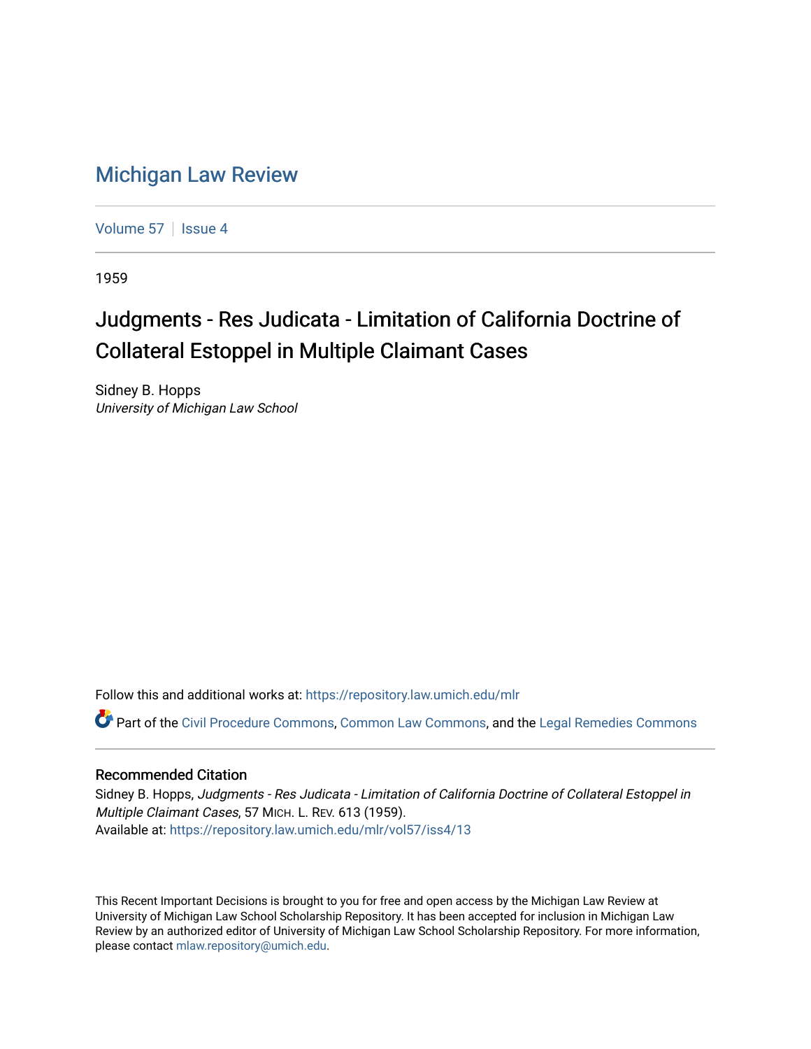# Michigan Law Review

Volume 57 | Issue 4

1959

## Judgments - Res Judicata - Limitation of California Doctrine of Collateral Estoppel in Multiple Claimant Cases

Sidney B. Hopps
*University of Michigan Law School*

Follow this and additional works at: https://repository.law.umich.edu/mlr

Part of the Civil Procedure Commons, Common Law Commons, and the Legal Remedies Commons

### Recommended Citation

Sidney B. Hopps, *Judgments - Res Judicata - Limitation of California Doctrine of Collateral Estoppel in Multiple Claimant Cases*, 57 MICH. L. REV. 613 (1959).
Available at: https://repository.law.umich.edu/mlr/vol57/iss4/13

This Recent Important Decisions is brought to you for free and open access by the Michigan Law Review at University of Michigan Law School Scholarship Repository. It has been accepted for inclusion in Michigan Law Review by an authorized editor of University of Michigan Law School Scholarship Repository. For more information, please contact mlaw.repository@umich.edu.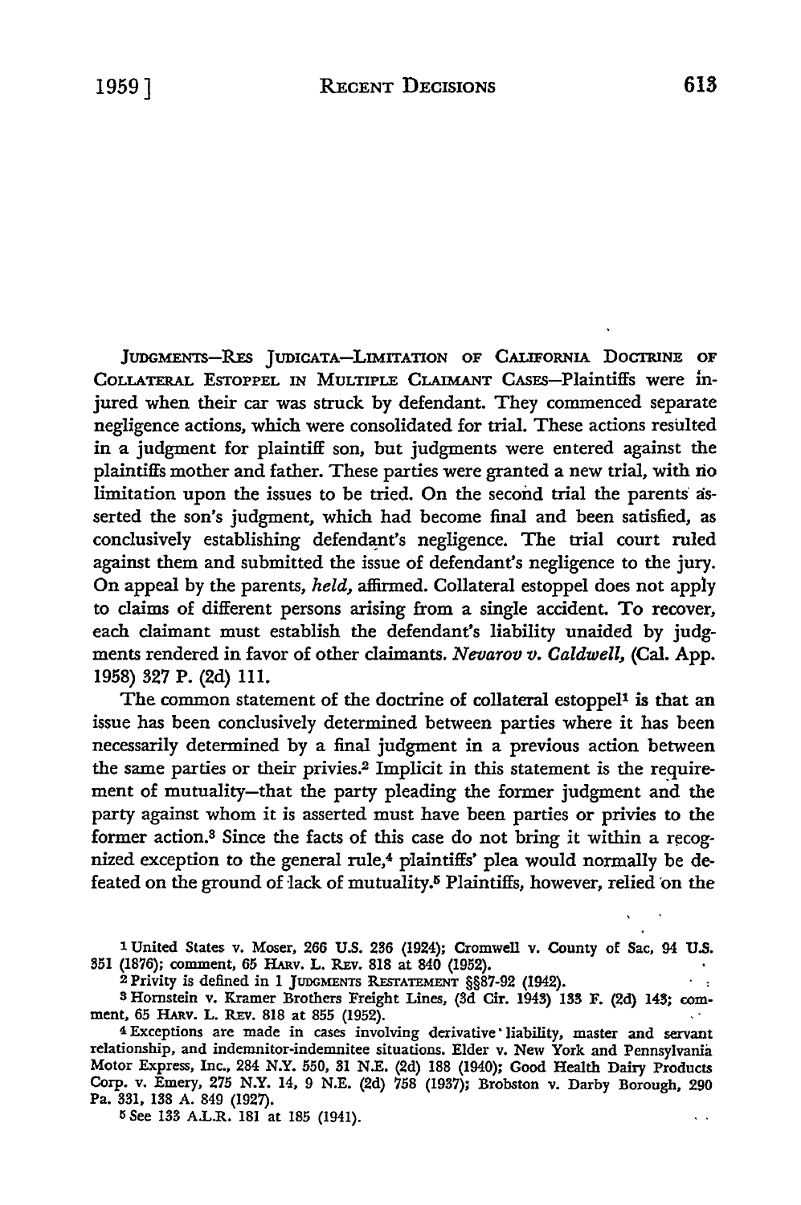JUDGMENTS—RES JUDICATA—LIMITATION OF CALIFORNIA DOCTRINE OF COLLATERAL ESTOPPEL IN MULTIPLE CLAIMANT CASES—Plaintiffs were injured when their car was struck by defendant. They commenced separate negligence actions, which were consolidated for trial. These actions resulted in a judgment for plaintiff son, but judgments were entered against the plaintiffs mother and father. These parties were granted a new trial, with no limitation upon the issues to be tried. On the second trial the parents asserted the son's judgment, which had become final and been satisfied, as conclusively establishing defendant's negligence. The trial court ruled against them and submitted the issue of defendant's negligence to the jury. On appeal by the parents, *held*, affirmed. Collateral estoppel does not apply to claims of different persons arising from a single accident. To recover, each claimant must establish the defendant's liability unaided by judgments rendered in favor of other claimants. *Nevarov v. Caldwell*, (Cal. App. 1958) 327 P. (2d) 111.

The common statement of the doctrine of collateral estoppel[1] is that an issue has been conclusively determined between parties where it has been necessarily determined by a final judgment in a previous action between the same parties or their privies.[2] Implicit in this statement is the requirement of mutuality—that the party pleading the former judgment and the party against whom it is asserted must have been parties or privies to the former action.[3] Since the facts of this case do not bring it within a recognized exception to the general rule,[4] plaintiffs' plea would normally be defeated on the ground of lack of mutuality.[5] Plaintiffs, however, relied on the

---

1 United States v. Moser, 266 U.S. 236 (1924); Cromwell v. County of Sac, 94 U.S. 351 (1876); comment, 65 HARV. L. REV. 818 at 840 (1952).

2 Privity is defined in 1 JUDGMENTS RESTATEMENT §§87-92 (1942).

3 Hornstein v. Kramer Brothers Freight Lines, (3d Cir. 1943) 133 F. (2d) 143; comment, 65 HARV. L. REV. 818 at 855 (1952).

4 Exceptions are made in cases involving derivative liability, master and servant relationship, and indemnitor-indemnitee situations. Elder v. New York and Pennsylvania Motor Express, Inc., 284 N.Y. 550, 31 N.E. (2d) 188 (1940); Good Health Dairy Products Corp. v. Emery, 275 N.Y. 14, 9 N.E. (2d) 758 (1937); Brobston v. Darby Borough, 290 Pa. 331, 138 A. 849 (1927).

5 See 133 A.L.R. 181 at 185 (1941).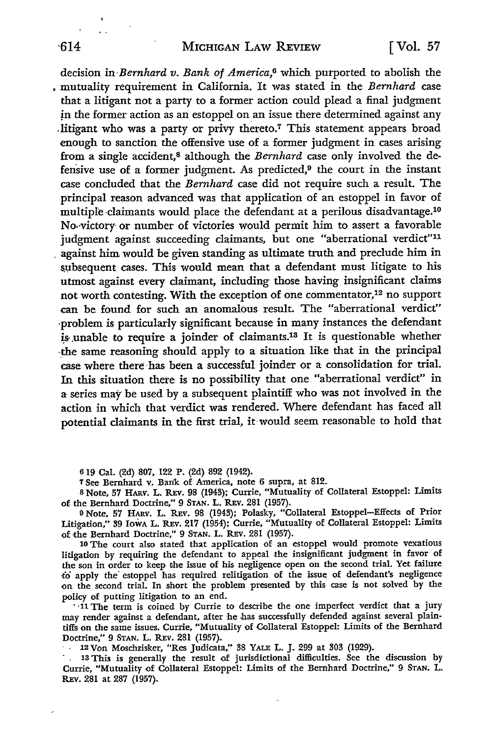decision in *Bernhard v. Bank of America*,[6] which purported to abolish the mutuality requirement in California. It was stated in the *Bernhard* case that a litigant not a party to a former action could plead a final judgment in the former action as an estoppel on an issue there determined against any litigant who was a party or privy thereto.[7] This statement appears broad enough to sanction the offensive use of a former judgment in cases arising from a single accident,[8] although the *Bernhard* case only involved the defensive use of a former judgment. As predicted,[9] the court in the instant case concluded that the *Bernhard* case did not require such a result. The principal reason advanced was that application of an estoppel in favor of multiple claimants would place the defendant at a perilous disadvantage.[10] No victory or number of victories would permit him to assert a favorable judgment against succeeding claimants, but one "aberrational verdict"[11] against him would be given standing as ultimate truth and preclude him in subsequent cases. This would mean that a defendant must litigate to his utmost against every claimant, including those having insignificant claims not worth contesting. With the exception of one commentator,[12] no support can be found for such an anomalous result. The "aberrational verdict" problem is particularly significant because in many instances the defendant is unable to require a joinder of claimants.[13] It is questionable whether the same reasoning should apply to a situation like that in the principal case where there has been a successful joinder or a consolidation for trial. In this situation there is no possibility that one "aberrational verdict" in a series may be used by a subsequent plaintiff who was not involved in the action in which that verdict was rendered. Where defendant has faced all potential claimants in the first trial, it would seem reasonable to hold that

---

6 19 Cal. (2d) 807, 122 P. (2d) 892 (1942).

7 See Bernhard v. Bank of America, note 6 supra, at 812.

8 Note, 57 HARV. L. REV. 98 (1943); Currie, "Mutuality of Collateral Estoppel: Limits of the Bernhard Doctrine," 9 STAN. L. REV. 281 (1957).

9 Note, 57 HARV. L. REV. 98 (1943); Polasky, "Collateral Estoppel—Effects of Prior Litigation," 39 IOWA L. REV. 217 (1954); Currie, "Mutuality of Collateral Estoppel: Limits of the Bernhard Doctrine," 9 STAN. L. REV. 281 (1957).

10 The court also stated that application of an estoppel would promote vexatious litigation by requiring the defendant to appeal the insignificant judgment in favor of the son in order to keep the issue of his negligence open on the second trial. Yet failure to apply the estoppel has required relitigation of the issue of defendant's negligence on the second trial. In short the problem presented by this case is not solved by the policy of putting litigation to an end.

11 The term is coined by Currie to describe the one imperfect verdict that a jury may render against a defendant, after he has successfully defended against several plaintiffs on the same issues. Currie, "Mutuality of Collateral Estoppel: Limits of the Bernhard Doctrine," 9 STAN. L. REV. 281 (1957).

12 Von Moschzisker, "Res Judicata," 38 YALE L. J. 299 at 303 (1929).

13 This is generally the result of jurisdictional difficulties. See the discussion by Currie, "Mutuality of Collateral Estoppel: Limits of the Bernhard Doctrine," 9 STAN. L. REV. 281 at 287 (1957).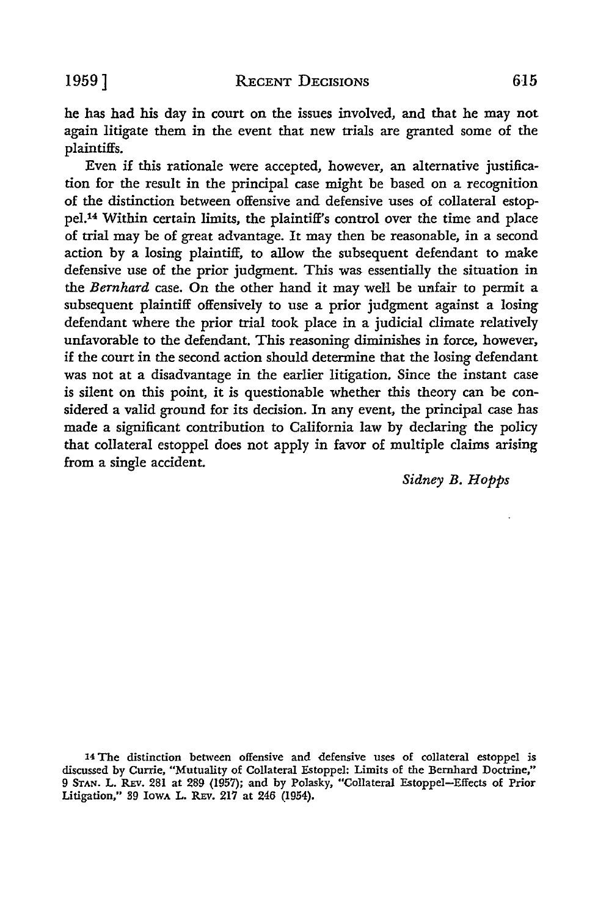he has had his day in court on the issues involved, and that he may not again litigate them in the event that new trials are granted some of the plaintiffs.

Even if this rationale were accepted, however, an alternative justification for the result in the principal case might be based on a recognition of the distinction between offensive and defensive uses of collateral estoppel.[14] Within certain limits, the plaintiff's control over the time and place of trial may be of great advantage. It may then be reasonable, in a second action by a losing plaintiff, to allow the subsequent defendant to make defensive use of the prior judgment. This was essentially the situation in the *Bernhard* case. On the other hand it may well be unfair to permit a subsequent plaintiff offensively to use a prior judgment against a losing defendant where the prior trial took place in a judicial climate relatively unfavorable to the defendant. This reasoning diminishes in force, however, if the court in the second action should determine that the losing defendant was not at a disadvantage in the earlier litigation. Since the instant case is silent on this point, it is questionable whether this theory can be considered a valid ground for its decision. In any event, the principal case has made a significant contribution to California law by declaring the policy that collateral estoppel does not apply in favor of multiple claims arising from a single accident.

*Sidney B. Hopps*

[14] The distinction between offensive and defensive uses of collateral estoppel is discussed by Currie, "Mutuality of Collateral Estoppel: Limits of the Bernhard Doctrine," 9 STAN. L. REV. 281 at 289 (1957); and by Polasky, "Collateral Estoppel—Effects of Prior Litigation," 39 IOWA L. REV. 217 at 246 (1954).